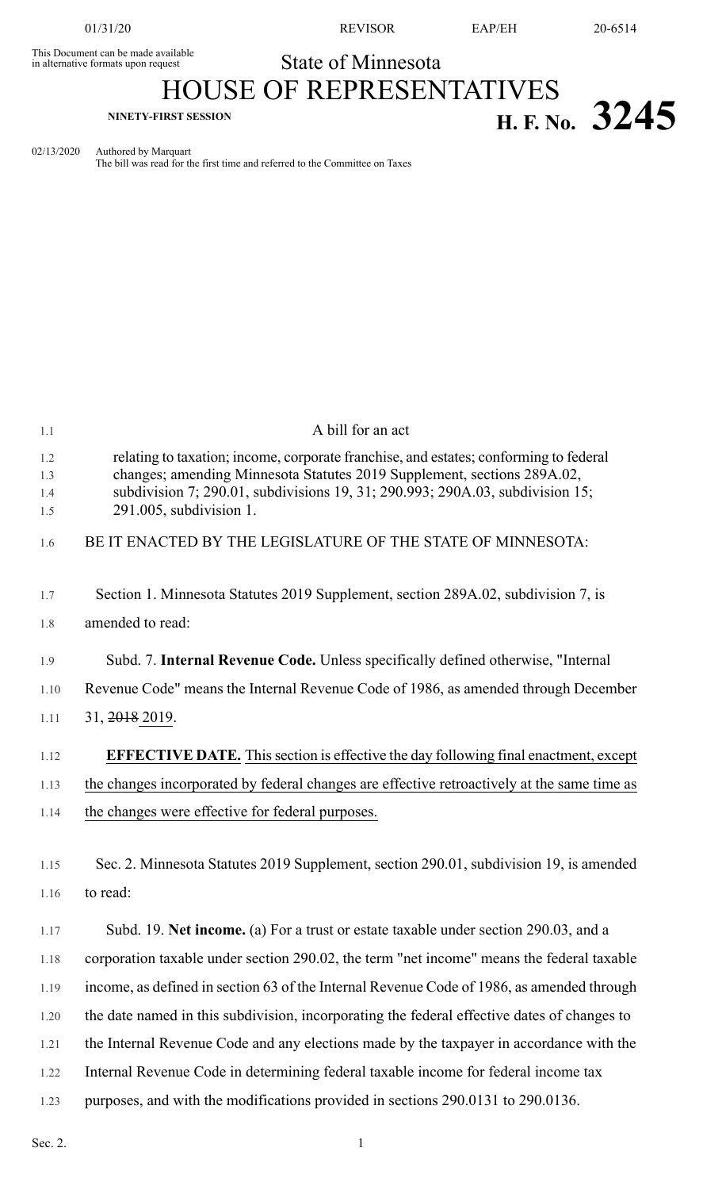This Document can be made available in alternative formats upon request

State of Minnesota

# HOUSE OF REPRESENTATIVES

**NINETY-FIRST SESSION**

# H. F. No. 3245

02/13/2020 Authored by Marquart
The bill was read for the first time and referred to the Committee on Taxes

A bill for an act

relating to taxation; income, corporate franchise, and estates; conforming to federal changes; amending Minnesota Statutes 2019 Supplement, sections 289A.02, subdivision 7; 290.01, subdivisions 19, 31; 290.993; 290A.03, subdivision 15; 291.005, subdivision 1.

BE IT ENACTED BY THE LEGISLATURE OF THE STATE OF MINNESOTA:

Section 1. Minnesota Statutes 2019 Supplement, section 289A.02, subdivision 7, is amended to read:

Subd. 7. **Internal Revenue Code.** Unless specifically defined otherwise, "Internal Revenue Code" means the Internal Revenue Code of 1986, as amended through December 31, ~~2018~~ 2019.

**EFFECTIVE DATE.** This section is effective the day following final enactment, except the changes incorporated by federal changes are effective retroactively at the same time as the changes were effective for federal purposes.

Sec. 2. Minnesota Statutes 2019 Supplement, section 290.01, subdivision 19, is amended to read:

Subd. 19. **Net income.** (a) For a trust or estate taxable under section 290.03, and a corporation taxable under section 290.02, the term "net income" means the federal taxable income, as defined in section 63 of the Internal Revenue Code of 1986, as amended through the date named in this subdivision, incorporating the federal effective dates of changes to the Internal Revenue Code and any elections made by the taxpayer in accordance with the Internal Revenue Code in determining federal taxable income for federal income tax purposes, and with the modifications provided in sections 290.0131 to 290.0136.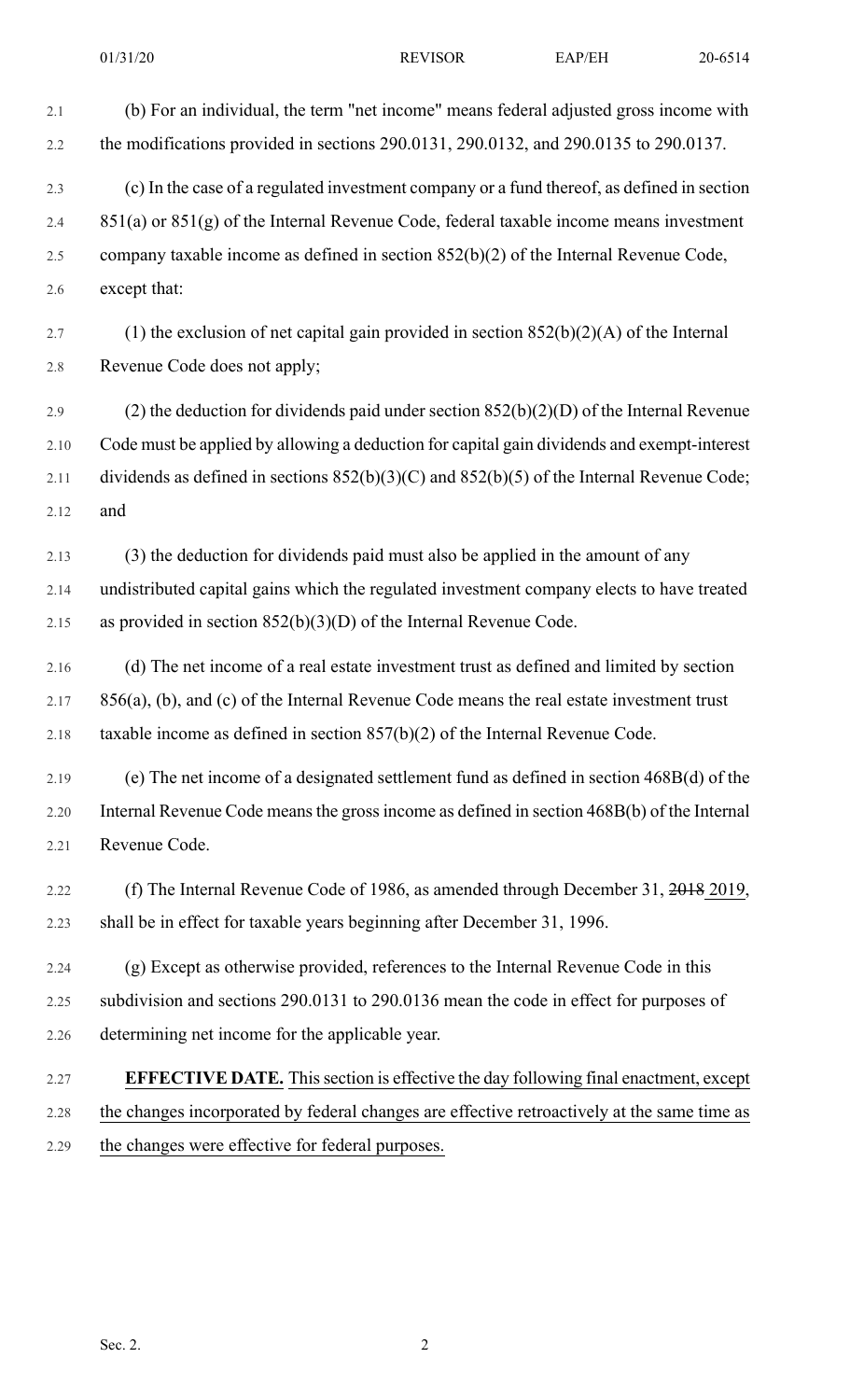(b) For an individual, the term "net income" means federal adjusted gross income with the modifications provided in sections 290.0131, 290.0132, and 290.0135 to 290.0137.

(c) In the case of a regulated investment company or a fund thereof, as defined in section 851(a) or 851(g) of the Internal Revenue Code, federal taxable income means investment company taxable income as defined in section 852(b)(2) of the Internal Revenue Code, except that:

(1) the exclusion of net capital gain provided in section 852(b)(2)(A) of the Internal Revenue Code does not apply;

(2) the deduction for dividends paid under section 852(b)(2)(D) of the Internal Revenue Code must be applied by allowing a deduction for capital gain dividends and exempt-interest dividends as defined in sections 852(b)(3)(C) and 852(b)(5) of the Internal Revenue Code; and

(3) the deduction for dividends paid must also be applied in the amount of any undistributed capital gains which the regulated investment company elects to have treated as provided in section 852(b)(3)(D) of the Internal Revenue Code.

(d) The net income of a real estate investment trust as defined and limited by section 856(a), (b), and (c) of the Internal Revenue Code means the real estate investment trust taxable income as defined in section 857(b)(2) of the Internal Revenue Code.

(e) The net income of a designated settlement fund as defined in section 468B(d) of the Internal Revenue Code means the gross income as defined in section 468B(b) of the Internal Revenue Code.

(f) The Internal Revenue Code of 1986, as amended through December 31, ~~2018~~ 2019, shall be in effect for taxable years beginning after December 31, 1996.

(g) Except as otherwise provided, references to the Internal Revenue Code in this subdivision and sections 290.0131 to 290.0136 mean the code in effect for purposes of determining net income for the applicable year.

**EFFECTIVE DATE.** This section is effective the day following final enactment, except the changes incorporated by federal changes are effective retroactively at the same time as the changes were effective for federal purposes.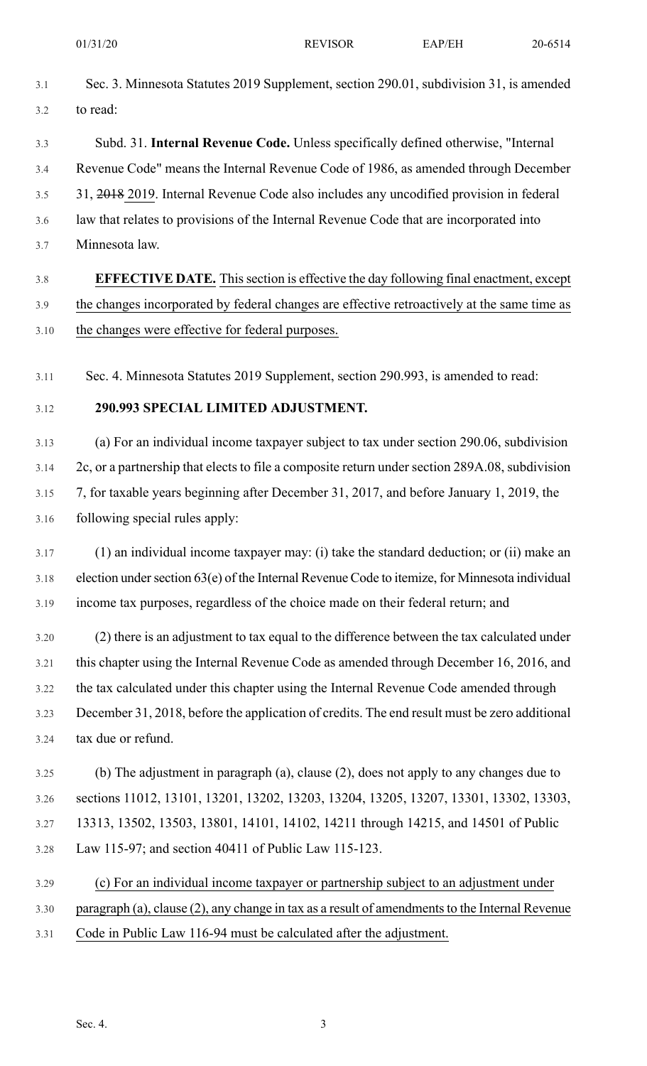Sec. 3. Minnesota Statutes 2019 Supplement, section 290.01, subdivision 31, is amended to read:

Subd. 31. **Internal Revenue Code.** Unless specifically defined otherwise, "Internal Revenue Code" means the Internal Revenue Code of 1986, as amended through December 31, ~~2018~~ 2019. Internal Revenue Code also includes any uncodified provision in federal law that relates to provisions of the Internal Revenue Code that are incorporated into Minnesota law.

**EFFECTIVE DATE.** This section is effective the day following final enactment, except the changes incorporated by federal changes are effective retroactively at the same time as the changes were effective for federal purposes.

Sec. 4. Minnesota Statutes 2019 Supplement, section 290.993, is amended to read:

**290.993 SPECIAL LIMITED ADJUSTMENT.**

(a) For an individual income taxpayer subject to tax under section 290.06, subdivision 2c, or a partnership that elects to file a composite return under section 289A.08, subdivision 7, for taxable years beginning after December 31, 2017, and before January 1, 2019, the following special rules apply:

(1) an individual income taxpayer may: (i) take the standard deduction; or (ii) make an election under section 63(e) of the Internal Revenue Code to itemize, for Minnesota individual income tax purposes, regardless of the choice made on their federal return; and

(2) there is an adjustment to tax equal to the difference between the tax calculated under this chapter using the Internal Revenue Code as amended through December 16, 2016, and the tax calculated under this chapter using the Internal Revenue Code amended through December 31, 2018, before the application of credits. The end result must be zero additional tax due or refund.

(b) The adjustment in paragraph (a), clause (2), does not apply to any changes due to sections 11012, 13101, 13201, 13202, 13203, 13204, 13205, 13207, 13301, 13302, 13303, 13313, 13502, 13503, 13801, 14101, 14102, 14211 through 14215, and 14501 of Public Law 115-97; and section 40411 of Public Law 115-123.

(c) For an individual income taxpayer or partnership subject to an adjustment under paragraph (a), clause (2), any change in tax as a result of amendments to the Internal Revenue Code in Public Law 116-94 must be calculated after the adjustment.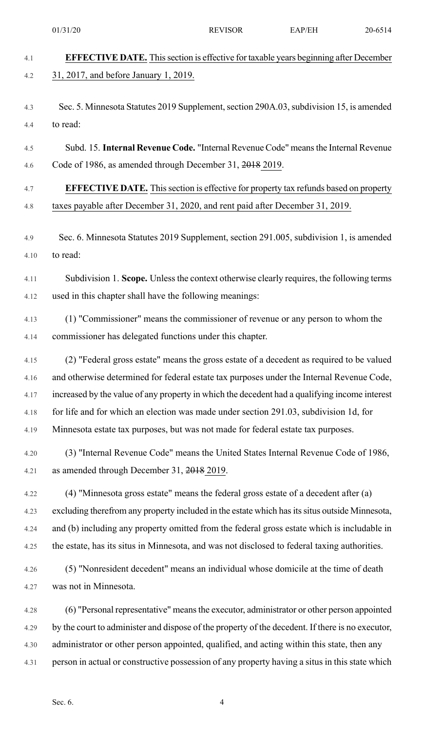**EFFECTIVE DATE.** This section is effective for taxable years beginning after December 31, 2017, and before January 1, 2019.

Sec. 5. Minnesota Statutes 2019 Supplement, section 290A.03, subdivision 15, is amended to read:

Subd. 15. **Internal Revenue Code.** "Internal Revenue Code" means the Internal Revenue Code of 1986, as amended through December 31, ~~2018~~ 2019.

**EFFECTIVE DATE.** This section is effective for property tax refunds based on property taxes payable after December 31, 2020, and rent paid after December 31, 2019.

Sec. 6. Minnesota Statutes 2019 Supplement, section 291.005, subdivision 1, is amended to read:

Subdivision 1. **Scope.** Unless the context otherwise clearly requires, the following terms used in this chapter shall have the following meanings:

(1) "Commissioner" means the commissioner of revenue or any person to whom the commissioner has delegated functions under this chapter.

(2) "Federal gross estate" means the gross estate of a decedent as required to be valued and otherwise determined for federal estate tax purposes under the Internal Revenue Code, increased by the value of any property in which the decedent had a qualifying income interest for life and for which an election was made under section 291.03, subdivision 1d, for Minnesota estate tax purposes, but was not made for federal estate tax purposes.

(3) "Internal Revenue Code" means the United States Internal Revenue Code of 1986, as amended through December 31, ~~2018~~ 2019.

(4) "Minnesota gross estate" means the federal gross estate of a decedent after (a) excluding therefrom any property included in the estate which has its situs outside Minnesota, and (b) including any property omitted from the federal gross estate which is includable in the estate, has its situs in Minnesota, and was not disclosed to federal taxing authorities.

(5) "Nonresident decedent" means an individual whose domicile at the time of death was not in Minnesota.

(6) "Personal representative" means the executor, administrator or other person appointed by the court to administer and dispose of the property of the decedent. If there is no executor, administrator or other person appointed, qualified, and acting within this state, then any person in actual or constructive possession of any property having a situs in this state which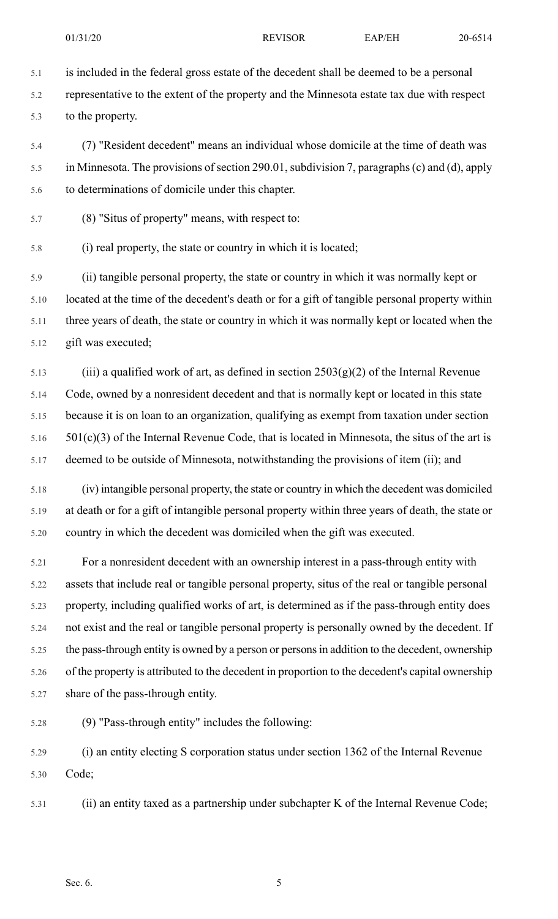is included in the federal gross estate of the decedent shall be deemed to be a personal representative to the extent of the property and the Minnesota estate tax due with respect to the property.

(7) "Resident decedent" means an individual whose domicile at the time of death was in Minnesota. The provisions of section 290.01, subdivision 7, paragraphs (c) and (d), apply to determinations of domicile under this chapter.

(8) "Situs of property" means, with respect to:

(i) real property, the state or country in which it is located;

(ii) tangible personal property, the state or country in which it was normally kept or located at the time of the decedent's death or for a gift of tangible personal property within three years of death, the state or country in which it was normally kept or located when the gift was executed;

(iii) a qualified work of art, as defined in section 2503(g)(2) of the Internal Revenue Code, owned by a nonresident decedent and that is normally kept or located in this state because it is on loan to an organization, qualifying as exempt from taxation under section 501(c)(3) of the Internal Revenue Code, that is located in Minnesota, the situs of the art is deemed to be outside of Minnesota, notwithstanding the provisions of item (ii); and

(iv) intangible personal property, the state or country in which the decedent was domiciled at death or for a gift of intangible personal property within three years of death, the state or country in which the decedent was domiciled when the gift was executed.

For a nonresident decedent with an ownership interest in a pass-through entity with assets that include real or tangible personal property, situs of the real or tangible personal property, including qualified works of art, is determined as if the pass-through entity does not exist and the real or tangible personal property is personally owned by the decedent. If the pass-through entity is owned by a person or persons in addition to the decedent, ownership of the property is attributed to the decedent in proportion to the decedent's capital ownership share of the pass-through entity.

(9) "Pass-through entity" includes the following:

(i) an entity electing S corporation status under section 1362 of the Internal Revenue Code;

(ii) an entity taxed as a partnership under subchapter K of the Internal Revenue Code;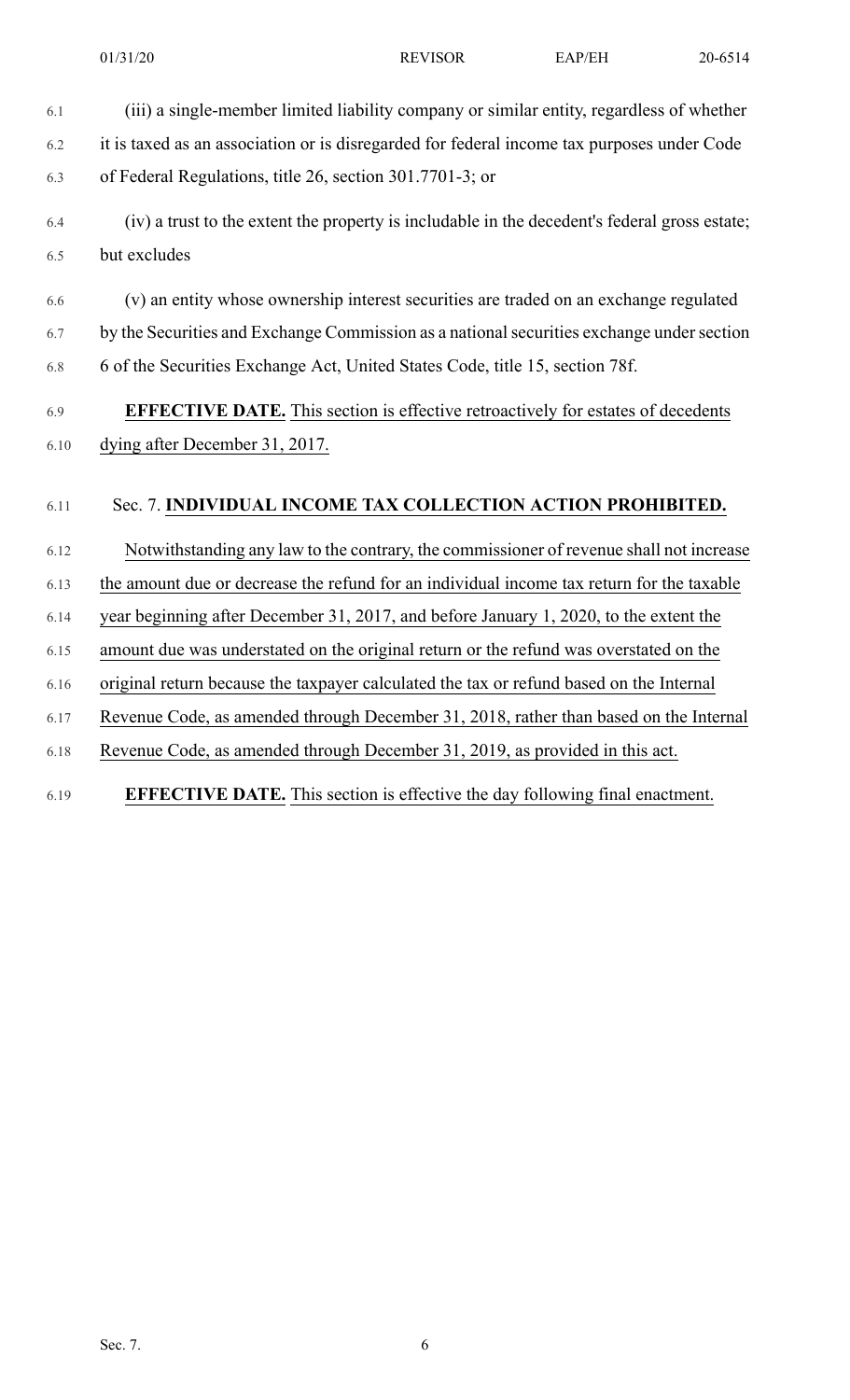(iii) a single-member limited liability company or similar entity, regardless of whether it is taxed as an association or is disregarded for federal income tax purposes under Code of Federal Regulations, title 26, section 301.7701-3; or

(iv) a trust to the extent the property is includable in the decedent's federal gross estate; but excludes

(v) an entity whose ownership interest securities are traded on an exchange regulated by the Securities and Exchange Commission as a national securities exchange under section 6 of the Securities Exchange Act, United States Code, title 15, section 78f.

**EFFECTIVE DATE.** This section is effective retroactively for estates of decedents dying after December 31, 2017.

## Sec. 7. **INDIVIDUAL INCOME TAX COLLECTION ACTION PROHIBITED.**

Notwithstanding any law to the contrary, the commissioner of revenue shall not increase the amount due or decrease the refund for an individual income tax return for the taxable year beginning after December 31, 2017, and before January 1, 2020, to the extent the amount due was understated on the original return or the refund was overstated on the original return because the taxpayer calculated the tax or refund based on the Internal Revenue Code, as amended through December 31, 2018, rather than based on the Internal Revenue Code, as amended through December 31, 2019, as provided in this act.

**EFFECTIVE DATE.** This section is effective the day following final enactment.